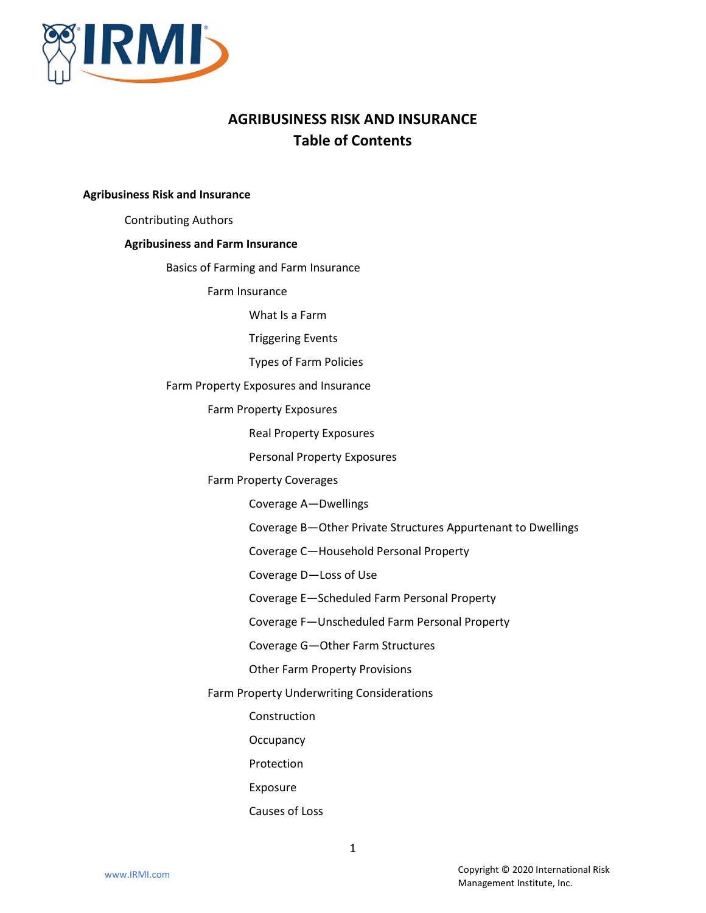# AGRIBUSINESS RISK AND INSURANCE
## Table of Contents

**Agribusiness Risk and Insurance**

- Contributing Authors
- **Agribusiness and Farm Insurance**
  - Basics of Farming and Farm Insurance
    - Farm Insurance
      - What Is a Farm
      - Triggering Events
      - Types of Farm Policies
  - Farm Property Exposures and Insurance
    - Farm Property Exposures
      - Real Property Exposures
      - Personal Property Exposures
    - Farm Property Coverages
      - Coverage A—Dwellings
      - Coverage B—Other Private Structures Appurtenant to Dwellings
      - Coverage C—Household Personal Property
      - Coverage D—Loss of Use
      - Coverage E—Scheduled Farm Personal Property
      - Coverage F—Unscheduled Farm Personal Property
      - Coverage G—Other Farm Structures
      - Other Farm Property Provisions
    - Farm Property Underwriting Considerations
      - Construction
      - Occupancy
      - Protection
      - Exposure
      - Causes of Loss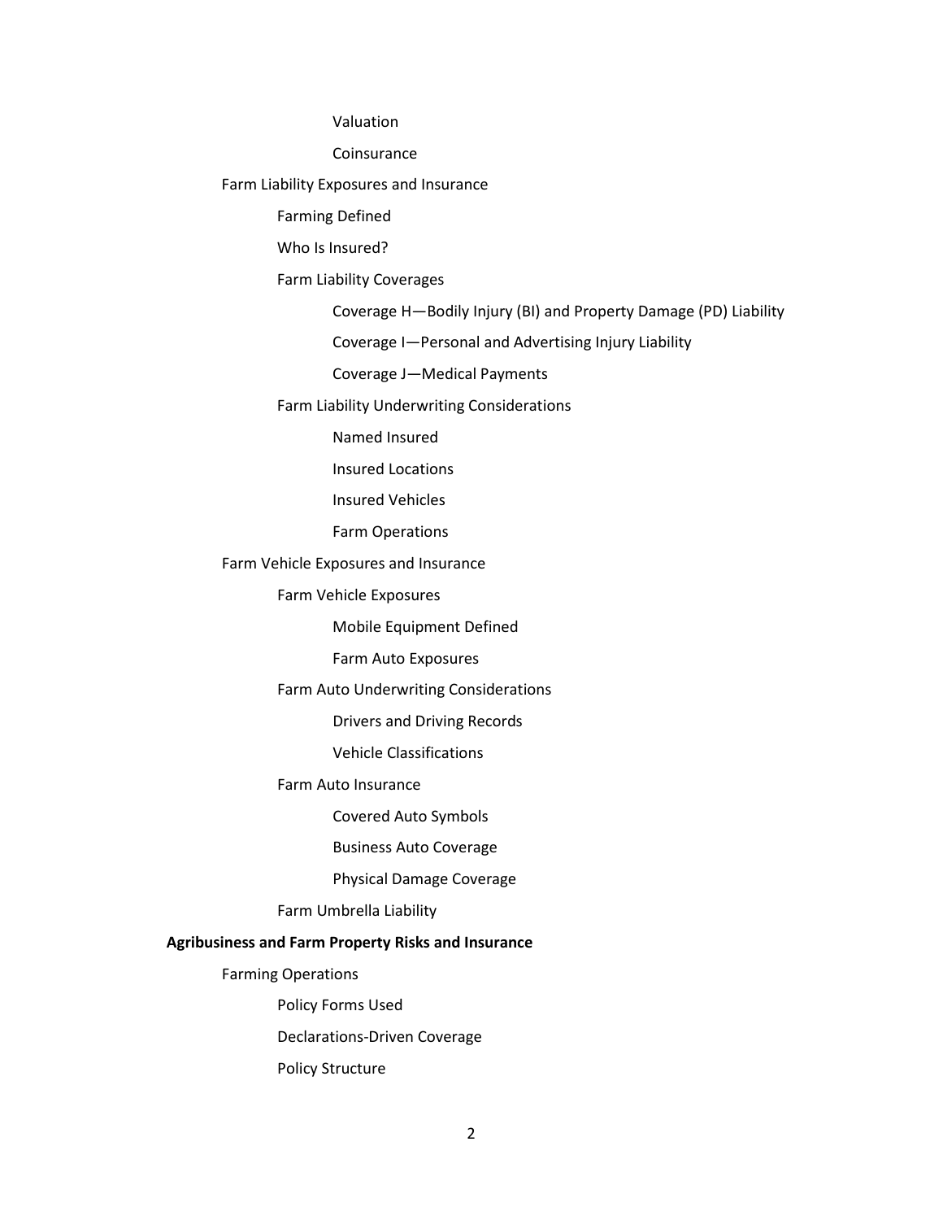Valuation

Coinsurance

Farm Liability Exposures and Insurance

- Farming Defined
- Who Is Insured?
- Farm Liability Coverages
  - Coverage H—Bodily Injury (BI) and Property Damage (PD) Liability
  - Coverage I—Personal and Advertising Injury Liability
  - Coverage J—Medical Payments
- Farm Liability Underwriting Considerations
  - Named Insured
  - Insured Locations
  - Insured Vehicles
  - Farm Operations

Farm Vehicle Exposures and Insurance

- Farm Vehicle Exposures
  - Mobile Equipment Defined
  - Farm Auto Exposures
- Farm Auto Underwriting Considerations
  - Drivers and Driving Records
  - Vehicle Classifications
- Farm Auto Insurance
  - Covered Auto Symbols
  - Business Auto Coverage
  - Physical Damage Coverage
- Farm Umbrella Liability

**Agribusiness and Farm Property Risks and Insurance**

Farming Operations

- Policy Forms Used
- Declarations-Driven Coverage
- Policy Structure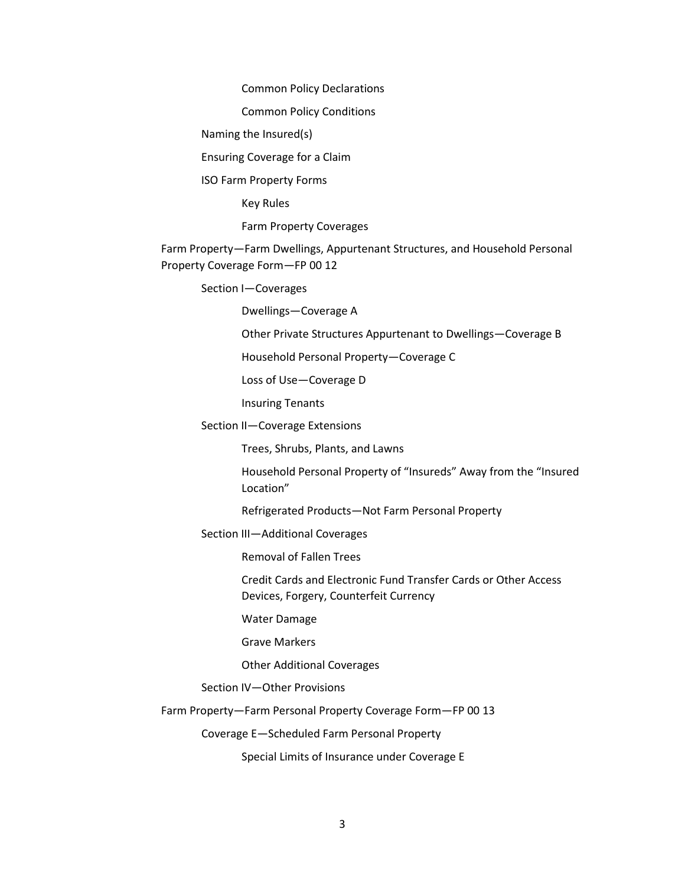- Common Policy Declarations
- Common Policy Conditions

Naming the Insured(s)

Ensuring Coverage for a Claim

ISO Farm Property Forms

- Key Rules
- Farm Property Coverages

Farm Property—Farm Dwellings, Appurtenant Structures, and Household Personal Property Coverage Form—FP 00 12

Section I—Coverages

- Dwellings—Coverage A
- Other Private Structures Appurtenant to Dwellings—Coverage B
- Household Personal Property—Coverage C
- Loss of Use—Coverage D
- Insuring Tenants

Section II—Coverage Extensions

- Trees, Shrubs, Plants, and Lawns
- Household Personal Property of "Insureds" Away from the "Insured Location"
- Refrigerated Products—Not Farm Personal Property

Section III—Additional Coverages

- Removal of Fallen Trees
- Credit Cards and Electronic Fund Transfer Cards or Other Access Devices, Forgery, Counterfeit Currency
- Water Damage
- Grave Markers
- Other Additional Coverages

Section IV—Other Provisions

Farm Property—Farm Personal Property Coverage Form—FP 00 13

Coverage E—Scheduled Farm Personal Property

- Special Limits of Insurance under Coverage E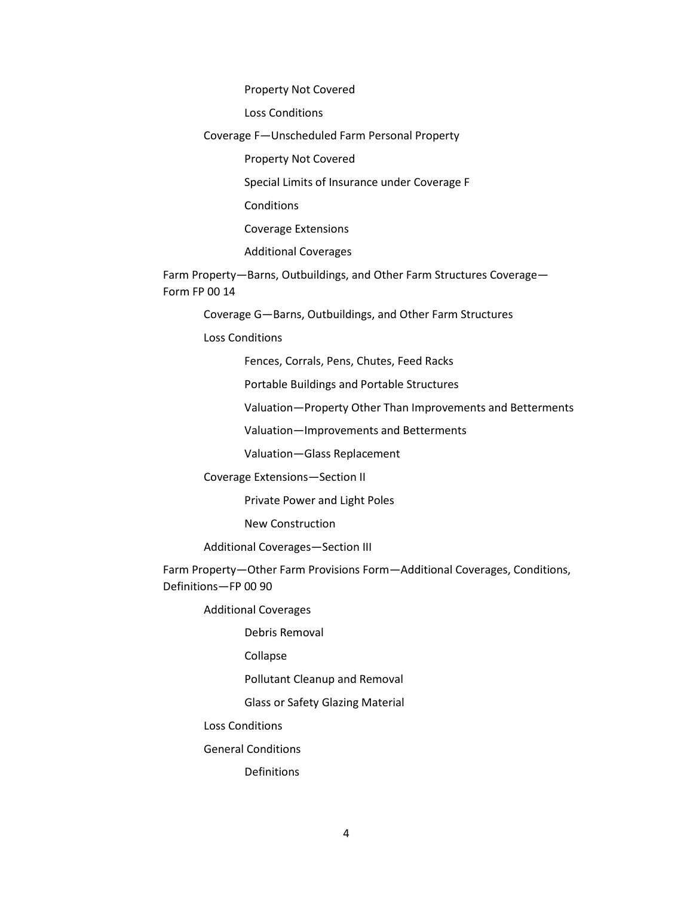- Property Not Covered
- Loss Conditions

Coverage F—Unscheduled Farm Personal Property

- Property Not Covered
- Special Limits of Insurance under Coverage F
- Conditions
- Coverage Extensions
- Additional Coverages

Farm Property—Barns, Outbuildings, and Other Farm Structures Coverage—Form FP 00 14

- Coverage G—Barns, Outbuildings, and Other Farm Structures
- Loss Conditions
  - Fences, Corrals, Pens, Chutes, Feed Racks
  - Portable Buildings and Portable Structures
  - Valuation—Property Other Than Improvements and Betterments
  - Valuation—Improvements and Betterments
  - Valuation—Glass Replacement
- Coverage Extensions—Section II
  - Private Power and Light Poles
  - New Construction
- Additional Coverages—Section III

Farm Property—Other Farm Provisions Form—Additional Coverages, Conditions, Definitions—FP 00 90

- Additional Coverages
  - Debris Removal
  - Collapse
  - Pollutant Cleanup and Removal
  - Glass or Safety Glazing Material
- Loss Conditions
- General Conditions
  - Definitions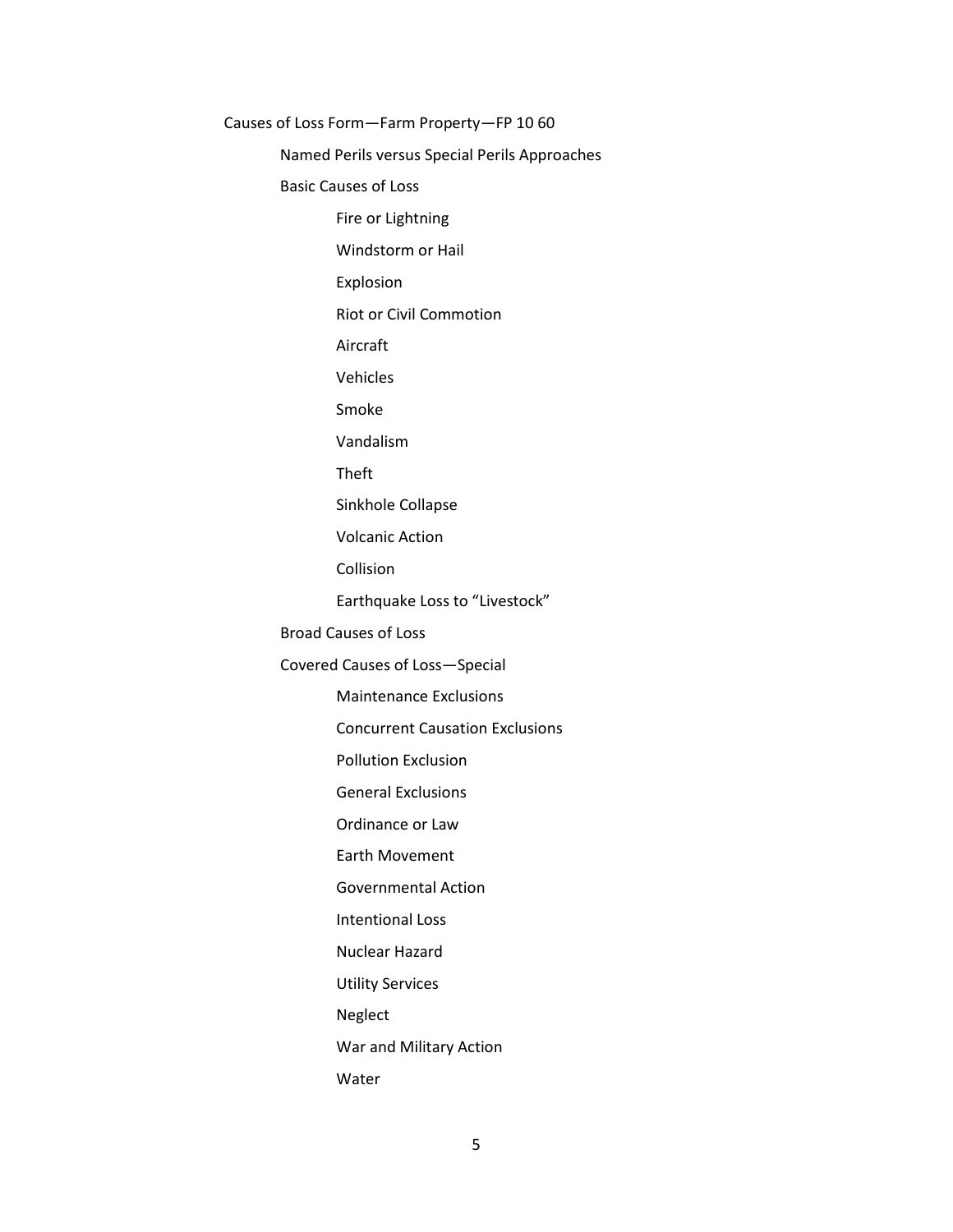- Causes of Loss Form—Farm Property—FP 10 60
  - Named Perils versus Special Perils Approaches
  - Basic Causes of Loss
    - Fire or Lightning
    - Windstorm or Hail
    - Explosion
    - Riot or Civil Commotion
    - Aircraft
    - Vehicles
    - Smoke
    - Vandalism
    - Theft
    - Sinkhole Collapse
    - Volcanic Action
    - Collision
    - Earthquake Loss to "Livestock"
  - Broad Causes of Loss
  - Covered Causes of Loss—Special
    - Maintenance Exclusions
    - Concurrent Causation Exclusions
    - Pollution Exclusion
    - General Exclusions
    - Ordinance or Law
    - Earth Movement
    - Governmental Action
    - Intentional Loss
    - Nuclear Hazard
    - Utility Services
    - Neglect
    - War and Military Action
    - Water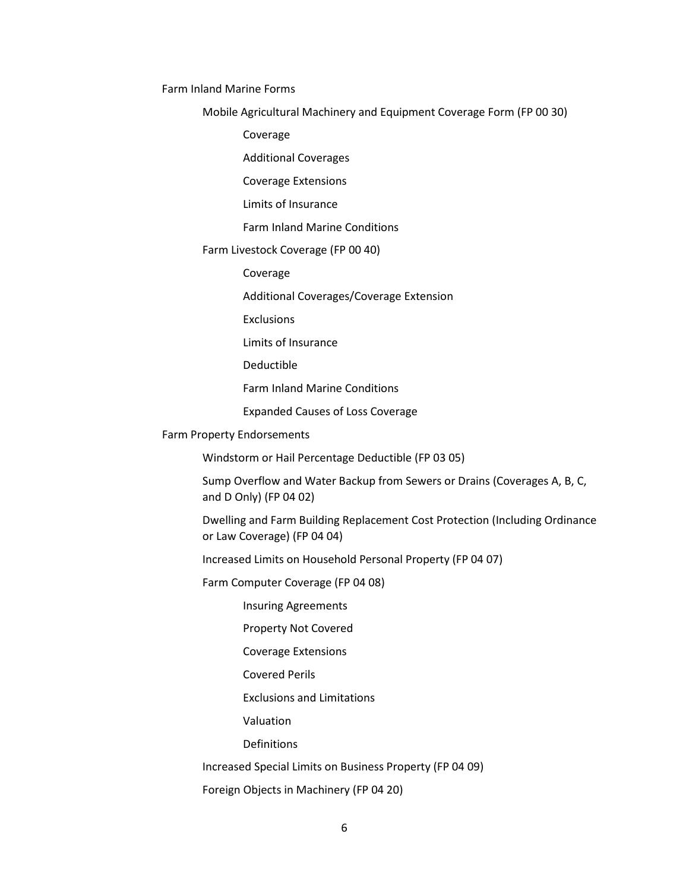Farm Inland Marine Forms

- Mobile Agricultural Machinery and Equipment Coverage Form (FP 00 30)
  - Coverage
  - Additional Coverages
  - Coverage Extensions
  - Limits of Insurance
  - Farm Inland Marine Conditions
- Farm Livestock Coverage (FP 00 40)
  - Coverage
  - Additional Coverages/Coverage Extension
  - Exclusions
  - Limits of Insurance
  - Deductible
  - Farm Inland Marine Conditions
  - Expanded Causes of Loss Coverage

Farm Property Endorsements

- Windstorm or Hail Percentage Deductible (FP 03 05)
- Sump Overflow and Water Backup from Sewers or Drains (Coverages A, B, C, and D Only) (FP 04 02)
- Dwelling and Farm Building Replacement Cost Protection (Including Ordinance or Law Coverage) (FP 04 04)
- Increased Limits on Household Personal Property (FP 04 07)
- Farm Computer Coverage (FP 04 08)
  - Insuring Agreements
  - Property Not Covered
  - Coverage Extensions
  - Covered Perils
  - Exclusions and Limitations
  - Valuation
  - Definitions
- Increased Special Limits on Business Property (FP 04 09)
- Foreign Objects in Machinery (FP 04 20)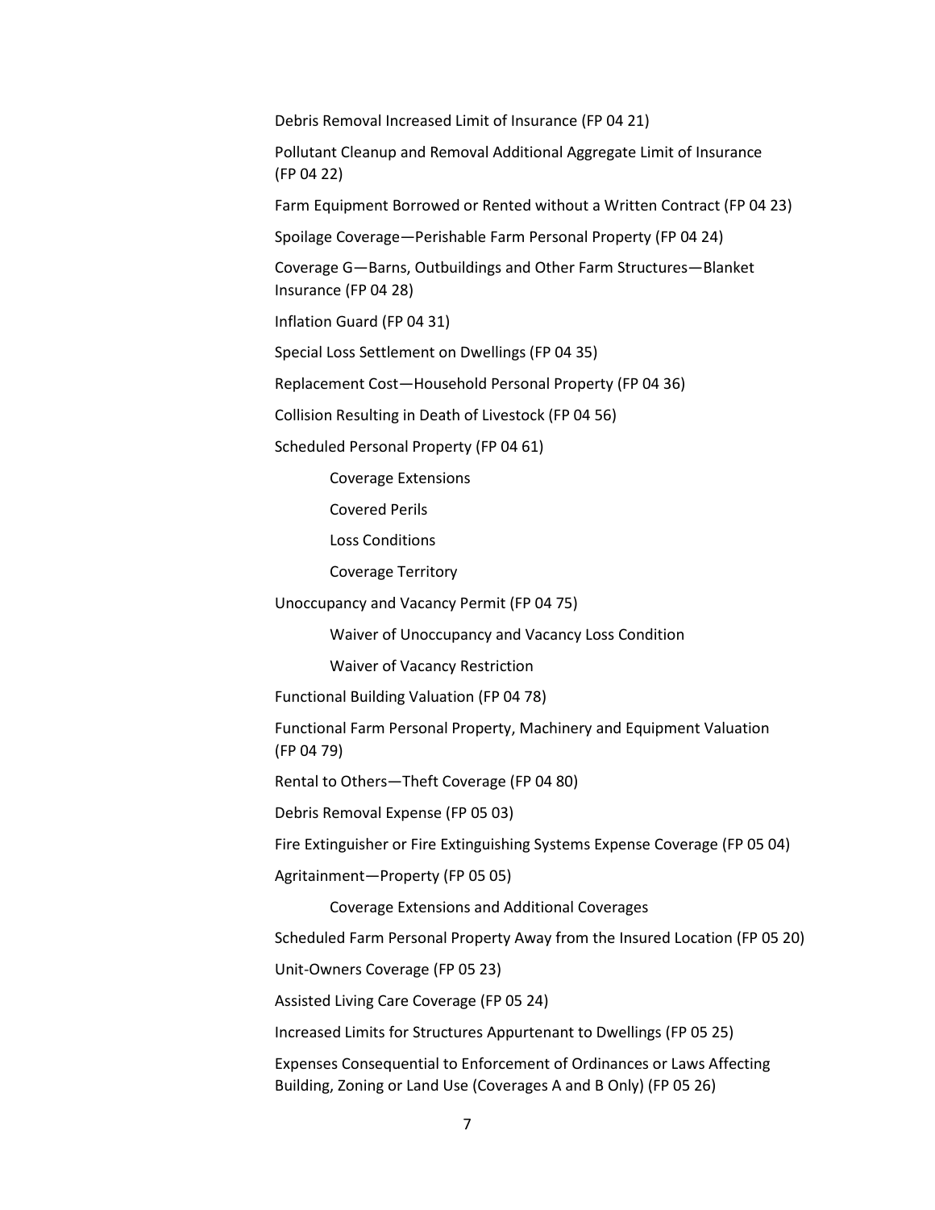Debris Removal Increased Limit of Insurance (FP 04 21)

Pollutant Cleanup and Removal Additional Aggregate Limit of Insurance (FP 04 22)

Farm Equipment Borrowed or Rented without a Written Contract (FP 04 23)

Spoilage Coverage—Perishable Farm Personal Property (FP 04 24)

Coverage G—Barns, Outbuildings and Other Farm Structures—Blanket Insurance (FP 04 28)

Inflation Guard (FP 04 31)

Special Loss Settlement on Dwellings (FP 04 35)

Replacement Cost—Household Personal Property (FP 04 36)

Collision Resulting in Death of Livestock (FP 04 56)

Scheduled Personal Property (FP 04 61)

- Coverage Extensions
- Covered Perils
- Loss Conditions
- Coverage Territory

Unoccupancy and Vacancy Permit (FP 04 75)

- Waiver of Unoccupancy and Vacancy Loss Condition
- Waiver of Vacancy Restriction

Functional Building Valuation (FP 04 78)

Functional Farm Personal Property, Machinery and Equipment Valuation (FP 04 79)

Rental to Others—Theft Coverage (FP 04 80)

Debris Removal Expense (FP 05 03)

Fire Extinguisher or Fire Extinguishing Systems Expense Coverage (FP 05 04)

Agritainment—Property (FP 05 05)

- Coverage Extensions and Additional Coverages

Scheduled Farm Personal Property Away from the Insured Location (FP 05 20)

Unit-Owners Coverage (FP 05 23)

Assisted Living Care Coverage (FP 05 24)

Increased Limits for Structures Appurtenant to Dwellings (FP 05 25)

Expenses Consequential to Enforcement of Ordinances or Laws Affecting Building, Zoning or Land Use (Coverages A and B Only) (FP 05 26)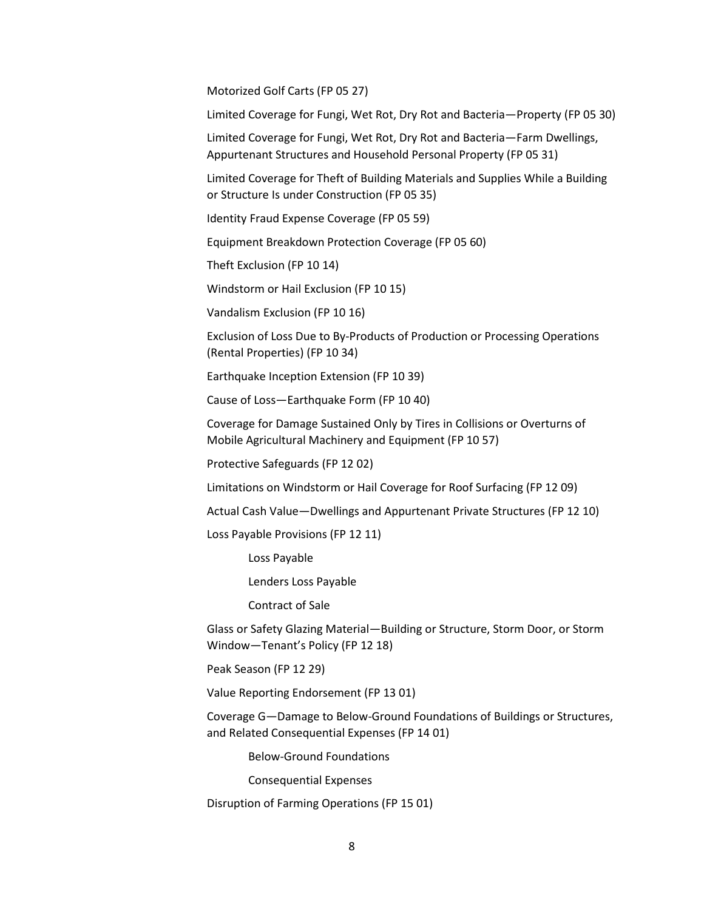Motorized Golf Carts (FP 05 27)

Limited Coverage for Fungi, Wet Rot, Dry Rot and Bacteria—Property (FP 05 30)

Limited Coverage for Fungi, Wet Rot, Dry Rot and Bacteria—Farm Dwellings, Appurtenant Structures and Household Personal Property (FP 05 31)

Limited Coverage for Theft of Building Materials and Supplies While a Building or Structure Is under Construction (FP 05 35)

Identity Fraud Expense Coverage (FP 05 59)

Equipment Breakdown Protection Coverage (FP 05 60)

Theft Exclusion (FP 10 14)

Windstorm or Hail Exclusion (FP 10 15)

Vandalism Exclusion (FP 10 16)

Exclusion of Loss Due to By-Products of Production or Processing Operations (Rental Properties) (FP 10 34)

Earthquake Inception Extension (FP 10 39)

Cause of Loss—Earthquake Form (FP 10 40)

Coverage for Damage Sustained Only by Tires in Collisions or Overturns of Mobile Agricultural Machinery and Equipment (FP 10 57)

Protective Safeguards (FP 12 02)

Limitations on Windstorm or Hail Coverage for Roof Surfacing (FP 12 09)

Actual Cash Value—Dwellings and Appurtenant Private Structures (FP 12 10)

Loss Payable Provisions (FP 12 11)

- Loss Payable
- Lenders Loss Payable
- Contract of Sale

Glass or Safety Glazing Material—Building or Structure, Storm Door, or Storm Window—Tenant's Policy (FP 12 18)

Peak Season (FP 12 29)

Value Reporting Endorsement (FP 13 01)

Coverage G—Damage to Below-Ground Foundations of Buildings or Structures, and Related Consequential Expenses (FP 14 01)

- Below-Ground Foundations
- Consequential Expenses

Disruption of Farming Operations (FP 15 01)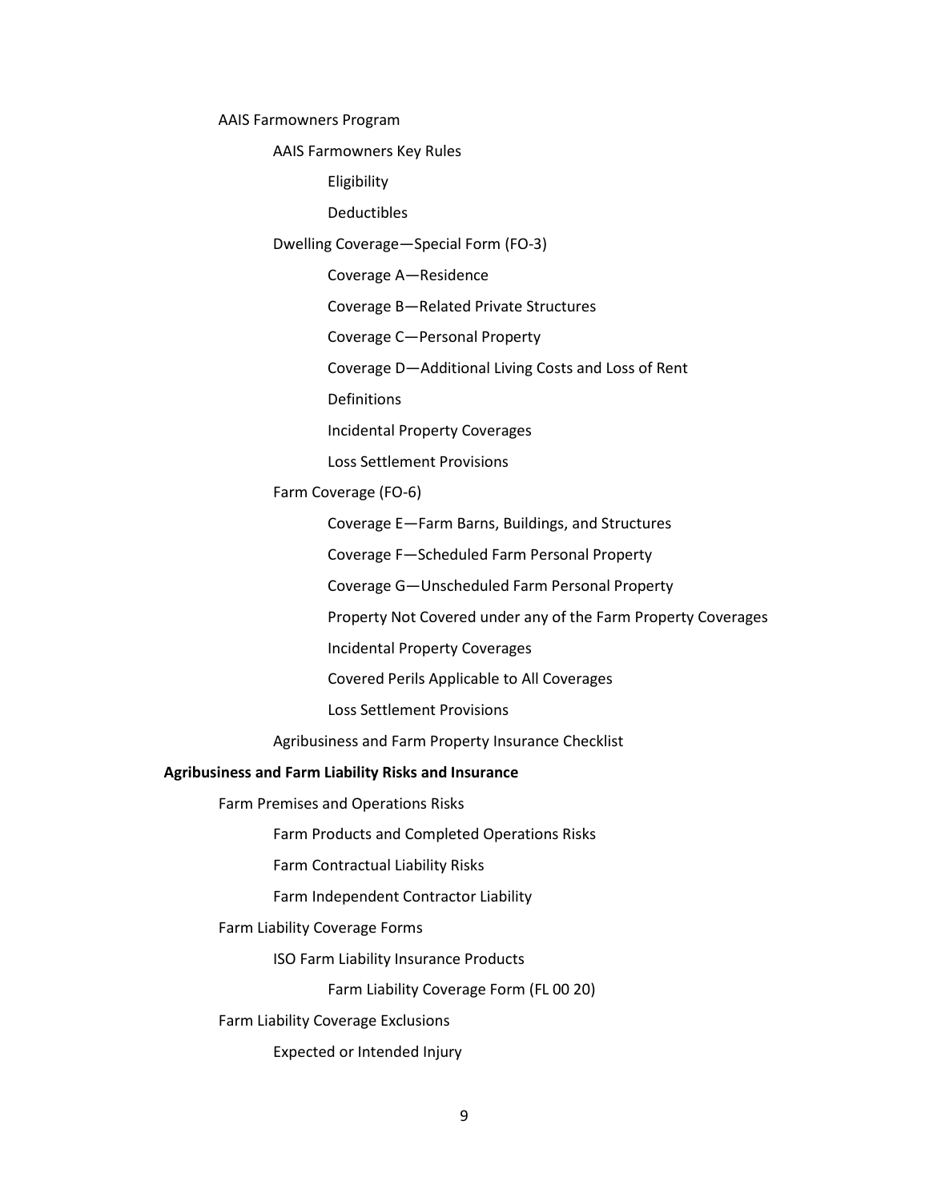- AAIS Farmowners Program
  - AAIS Farmowners Key Rules
    - Eligibility
    - Deductibles
  - Dwelling Coverage—Special Form (FO-3)
    - Coverage A—Residence
    - Coverage B—Related Private Structures
    - Coverage C—Personal Property
    - Coverage D—Additional Living Costs and Loss of Rent
    - Definitions
    - Incidental Property Coverages
    - Loss Settlement Provisions
  - Farm Coverage (FO-6)
    - Coverage E—Farm Barns, Buildings, and Structures
    - Coverage F—Scheduled Farm Personal Property
    - Coverage G—Unscheduled Farm Personal Property
    - Property Not Covered under any of the Farm Property Coverages
    - Incidental Property Coverages
    - Covered Perils Applicable to All Coverages
    - Loss Settlement Provisions
  - Agribusiness and Farm Property Insurance Checklist

**Agribusiness and Farm Liability Risks and Insurance**

- Farm Premises and Operations Risks
  - Farm Products and Completed Operations Risks
  - Farm Contractual Liability Risks
  - Farm Independent Contractor Liability
- Farm Liability Coverage Forms
  - ISO Farm Liability Insurance Products
    - Farm Liability Coverage Form (FL 00 20)
- Farm Liability Coverage Exclusions
  - Expected or Intended Injury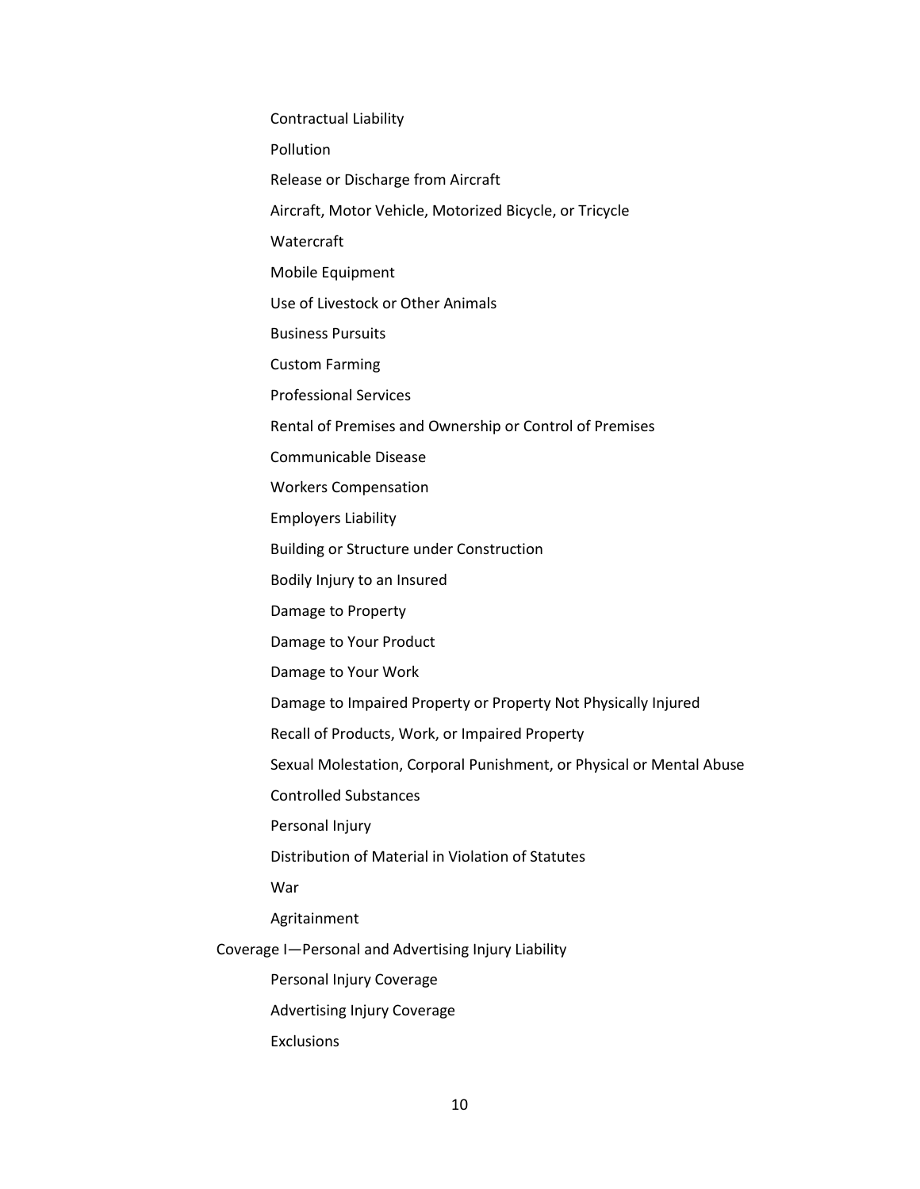- Contractual Liability
- Pollution
- Release or Discharge from Aircraft
- Aircraft, Motor Vehicle, Motorized Bicycle, or Tricycle
- Watercraft
- Mobile Equipment
- Use of Livestock or Other Animals
- Business Pursuits
- Custom Farming
- Professional Services
- Rental of Premises and Ownership or Control of Premises
- Communicable Disease
- Workers Compensation
- Employers Liability
- Building or Structure under Construction
- Bodily Injury to an Insured
- Damage to Property
- Damage to Your Product
- Damage to Your Work
- Damage to Impaired Property or Property Not Physically Injured
- Recall of Products, Work, or Impaired Property
- Sexual Molestation, Corporal Punishment, or Physical or Mental Abuse
- Controlled Substances
- Personal Injury
- Distribution of Material in Violation of Statutes
- War
- Agritainment

Coverage I—Personal and Advertising Injury Liability

- Personal Injury Coverage
- Advertising Injury Coverage
- Exclusions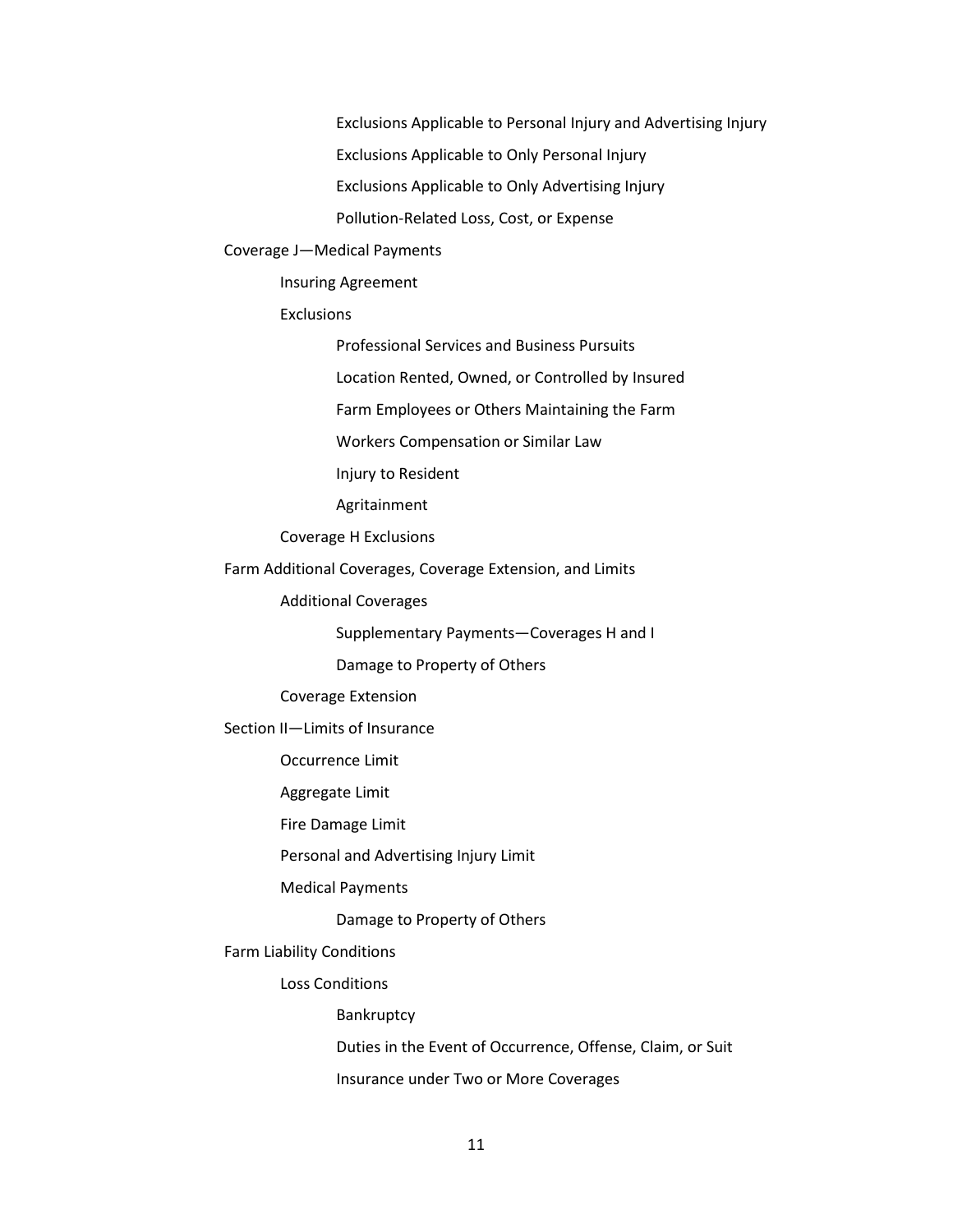- Exclusions Applicable to Personal Injury and Advertising Injury
- Exclusions Applicable to Only Personal Injury
- Exclusions Applicable to Only Advertising Injury
- Pollution-Related Loss, Cost, or Expense

Coverage J—Medical Payments

- Insuring Agreement
- Exclusions
    - Professional Services and Business Pursuits
    - Location Rented, Owned, or Controlled by Insured
    - Farm Employees or Others Maintaining the Farm
    - Workers Compensation or Similar Law
    - Injury to Resident
    - Agritainment
- Coverage H Exclusions

Farm Additional Coverages, Coverage Extension, and Limits

- Additional Coverages
    - Supplementary Payments—Coverages H and I
    - Damage to Property of Others
- Coverage Extension

Section II—Limits of Insurance

- Occurrence Limit
- Aggregate Limit
- Fire Damage Limit
- Personal and Advertising Injury Limit
- Medical Payments
    - Damage to Property of Others

Farm Liability Conditions

- Loss Conditions
    - Bankruptcy
    - Duties in the Event of Occurrence, Offense, Claim, or Suit
    - Insurance under Two or More Coverages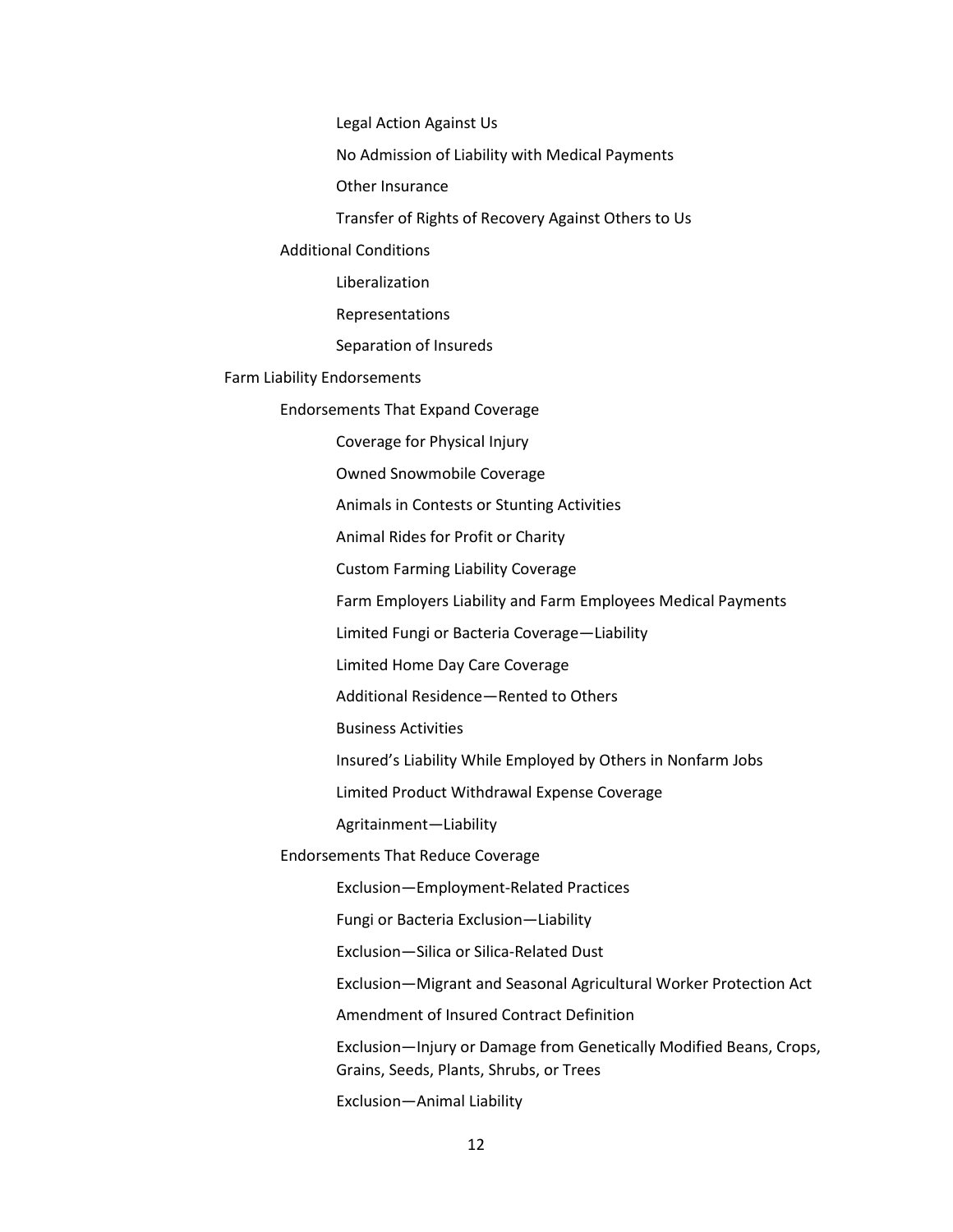- Legal Action Against Us
- No Admission of Liability with Medical Payments
- Other Insurance
- Transfer of Rights of Recovery Against Others to Us

Additional Conditions

- Liberalization
- Representations
- Separation of Insureds

Farm Liability Endorsements

Endorsements That Expand Coverage

- Coverage for Physical Injury
- Owned Snowmobile Coverage
- Animals in Contests or Stunting Activities
- Animal Rides for Profit or Charity
- Custom Farming Liability Coverage
- Farm Employers Liability and Farm Employees Medical Payments
- Limited Fungi or Bacteria Coverage—Liability
- Limited Home Day Care Coverage
- Additional Residence—Rented to Others
- Business Activities
- Insured's Liability While Employed by Others in Nonfarm Jobs
- Limited Product Withdrawal Expense Coverage
- Agritainment—Liability

Endorsements That Reduce Coverage

- Exclusion—Employment-Related Practices
- Fungi or Bacteria Exclusion—Liability
- Exclusion—Silica or Silica-Related Dust
- Exclusion—Migrant and Seasonal Agricultural Worker Protection Act
- Amendment of Insured Contract Definition
- Exclusion—Injury or Damage from Genetically Modified Beans, Crops, Grains, Seeds, Plants, Shrubs, or Trees
- Exclusion—Animal Liability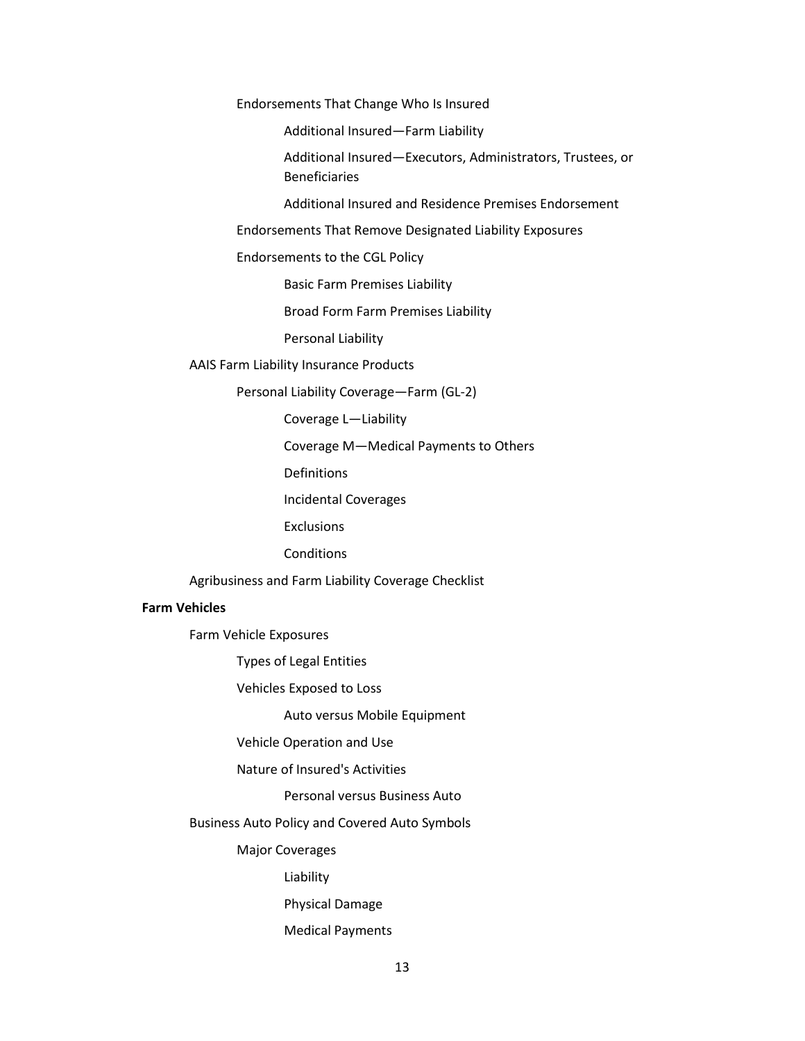- Endorsements That Change Who Is Insured
    - Additional Insured—Farm Liability
    - Additional Insured—Executors, Administrators, Trustees, or Beneficiaries
    - Additional Insured and Residence Premises Endorsement
- Endorsements That Remove Designated Liability Exposures
- Endorsements to the CGL Policy
    - Basic Farm Premises Liability
    - Broad Form Farm Premises Liability
    - Personal Liability

AAIS Farm Liability Insurance Products

- Personal Liability Coverage—Farm (GL-2)
    - Coverage L—Liability
    - Coverage M—Medical Payments to Others
    - Definitions
    - Incidental Coverages
    - Exclusions
    - Conditions

Agribusiness and Farm Liability Coverage Checklist

**Farm Vehicles**

Farm Vehicle Exposures

- Types of Legal Entities
- Vehicles Exposed to Loss
    - Auto versus Mobile Equipment
- Vehicle Operation and Use
- Nature of Insured's Activities
    - Personal versus Business Auto

Business Auto Policy and Covered Auto Symbols

- Major Coverages
    - Liability
    - Physical Damage
    - Medical Payments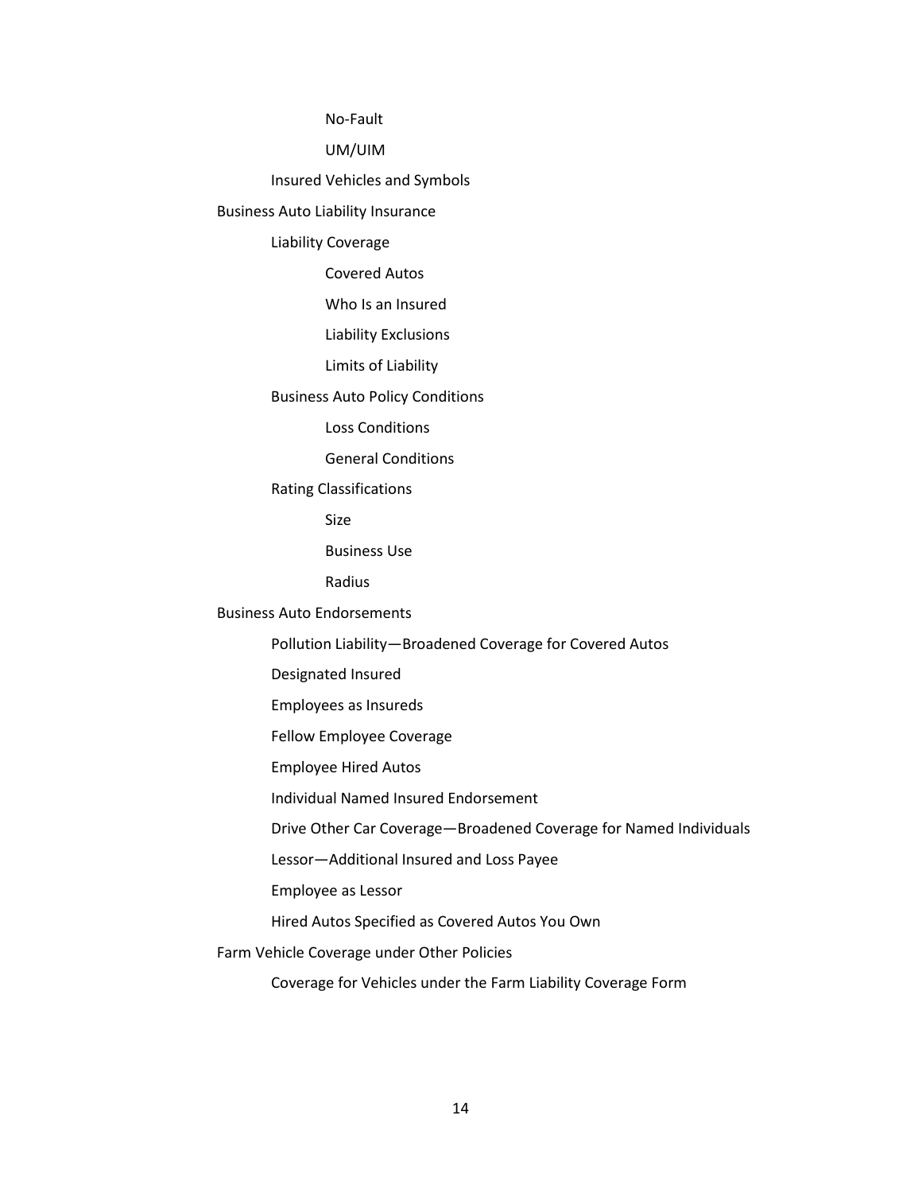- No-Fault
- UM/UIM
- Insured Vehicles and Symbols

Business Auto Liability Insurance

- Liability Coverage
  - Covered Autos
  - Who Is an Insured
  - Liability Exclusions
  - Limits of Liability
- Business Auto Policy Conditions
  - Loss Conditions
  - General Conditions
- Rating Classifications
  - Size
  - Business Use
  - Radius

Business Auto Endorsements

- Pollution Liability—Broadened Coverage for Covered Autos
- Designated Insured
- Employees as Insureds
- Fellow Employee Coverage
- Employee Hired Autos
- Individual Named Insured Endorsement
- Drive Other Car Coverage—Broadened Coverage for Named Individuals
- Lessor—Additional Insured and Loss Payee
- Employee as Lessor
- Hired Autos Specified as Covered Autos You Own

Farm Vehicle Coverage under Other Policies

- Coverage for Vehicles under the Farm Liability Coverage Form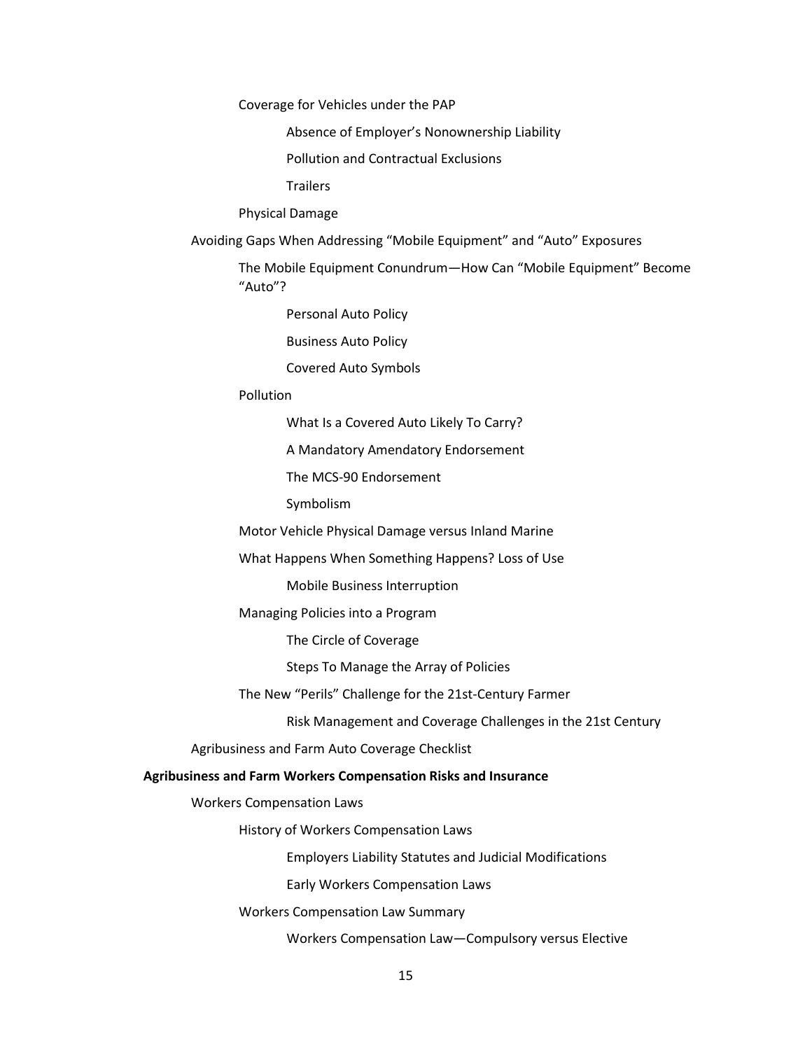Coverage for Vehicles under the PAP

Absence of Employer's Nonownership Liability

Pollution and Contractual Exclusions

Trailers

Physical Damage

Avoiding Gaps When Addressing "Mobile Equipment" and "Auto" Exposures

The Mobile Equipment Conundrum—How Can "Mobile Equipment" Become "Auto"?

Personal Auto Policy

Business Auto Policy

Covered Auto Symbols

Pollution

What Is a Covered Auto Likely To Carry?

A Mandatory Amendatory Endorsement

The MCS-90 Endorsement

Symbolism

Motor Vehicle Physical Damage versus Inland Marine

What Happens When Something Happens? Loss of Use

Mobile Business Interruption

Managing Policies into a Program

The Circle of Coverage

Steps To Manage the Array of Policies

The New "Perils" Challenge for the 21st-Century Farmer

Risk Management and Coverage Challenges in the 21st Century

Agribusiness and Farm Auto Coverage Checklist

**Agribusiness and Farm Workers Compensation Risks and Insurance**

Workers Compensation Laws

History of Workers Compensation Laws

Employers Liability Statutes and Judicial Modifications

Early Workers Compensation Laws

Workers Compensation Law Summary

Workers Compensation Law—Compulsory versus Elective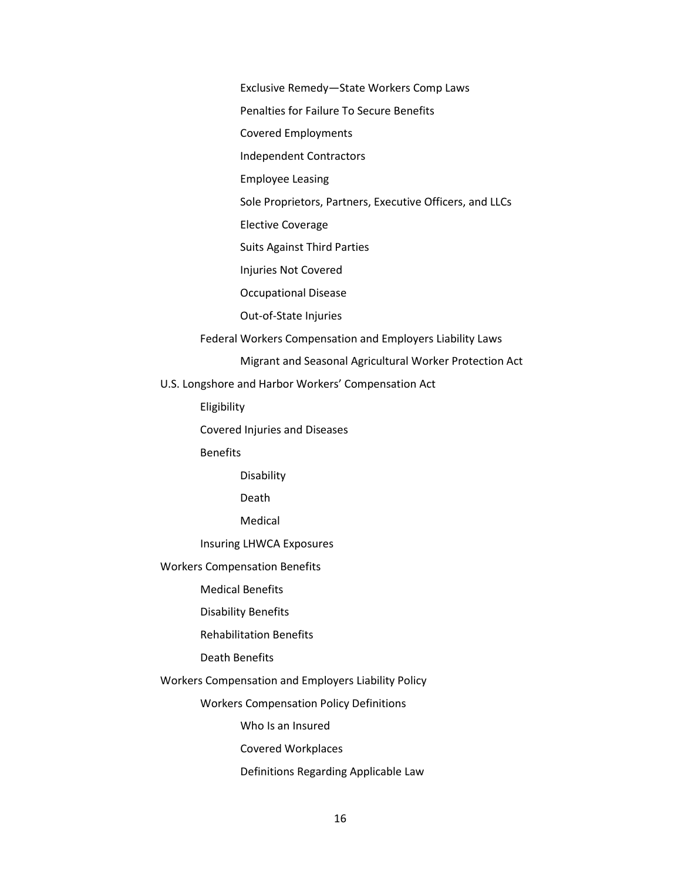- Exclusive Remedy—State Workers Comp Laws
    - Penalties for Failure To Secure Benefits
    - Covered Employments
    - Independent Contractors
    - Employee Leasing
    - Sole Proprietors, Partners, Executive Officers, and LLCs
    - Elective Coverage
    - Suits Against Third Parties
    - Injuries Not Covered
    - Occupational Disease
    - Out-of-State Injuries
  - Federal Workers Compensation and Employers Liability Laws
    - Migrant and Seasonal Agricultural Worker Protection Act
- U.S. Longshore and Harbor Workers' Compensation Act
  - Eligibility
  - Covered Injuries and Diseases
  - Benefits
    - Disability
    - Death
    - Medical
  - Insuring LHWCA Exposures
- Workers Compensation Benefits
  - Medical Benefits
  - Disability Benefits
  - Rehabilitation Benefits
  - Death Benefits
- Workers Compensation and Employers Liability Policy
  - Workers Compensation Policy Definitions
    - Who Is an Insured
    - Covered Workplaces
    - Definitions Regarding Applicable Law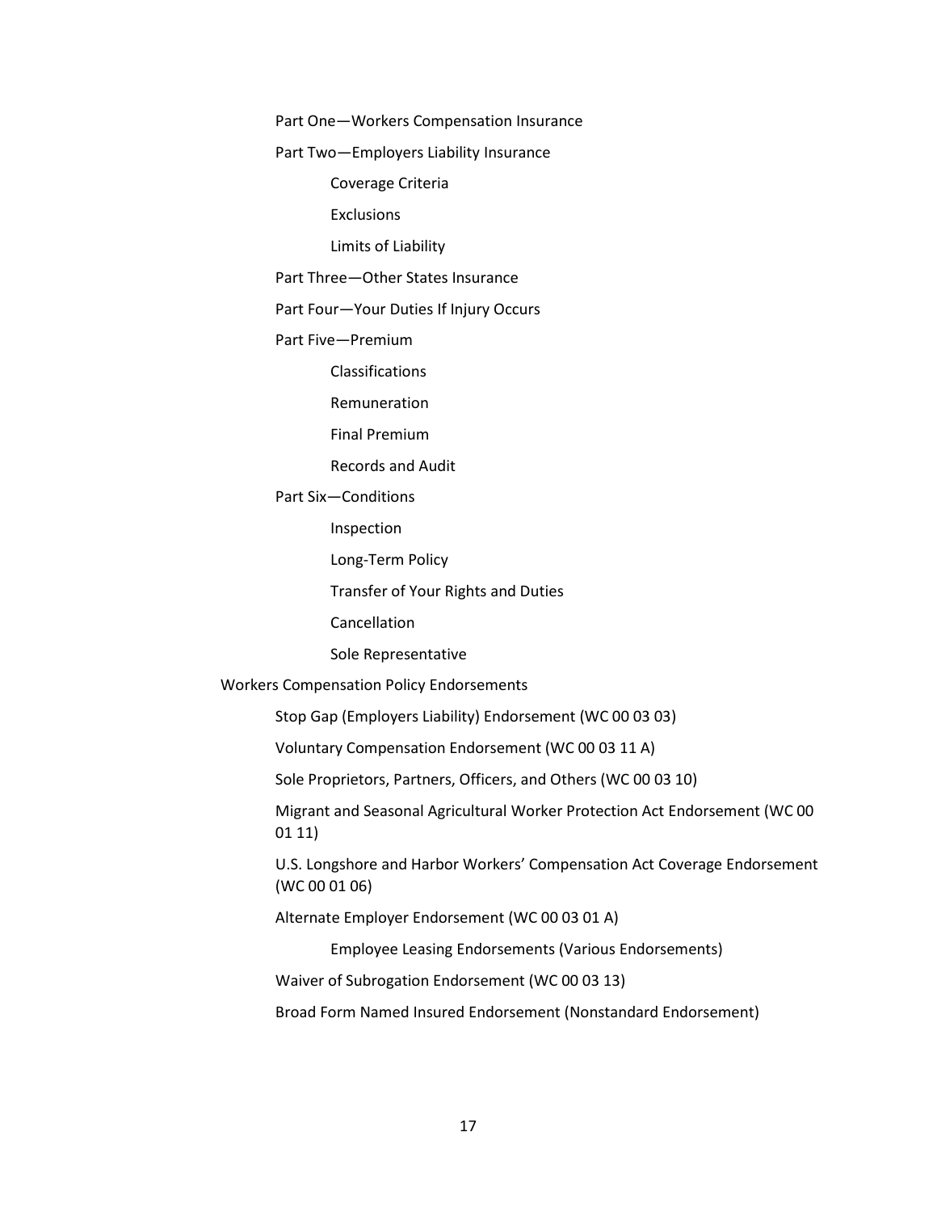- Part One—Workers Compensation Insurance
- Part Two—Employers Liability Insurance
    - Coverage Criteria
    - Exclusions
    - Limits of Liability
- Part Three—Other States Insurance
- Part Four—Your Duties If Injury Occurs
- Part Five—Premium
    - Classifications
    - Remuneration
    - Final Premium
    - Records and Audit
- Part Six—Conditions
    - Inspection
    - Long-Term Policy
    - Transfer of Your Rights and Duties
    - Cancellation
    - Sole Representative

Workers Compensation Policy Endorsements

- Stop Gap (Employers Liability) Endorsement (WC 00 03 03)
- Voluntary Compensation Endorsement (WC 00 03 11 A)
- Sole Proprietors, Partners, Officers, and Others (WC 00 03 10)
- Migrant and Seasonal Agricultural Worker Protection Act Endorsement (WC 00 01 11)
- U.S. Longshore and Harbor Workers' Compensation Act Coverage Endorsement (WC 00 01 06)
- Alternate Employer Endorsement (WC 00 03 01 A)
    - Employee Leasing Endorsements (Various Endorsements)
- Waiver of Subrogation Endorsement (WC 00 03 13)
- Broad Form Named Insured Endorsement (Nonstandard Endorsement)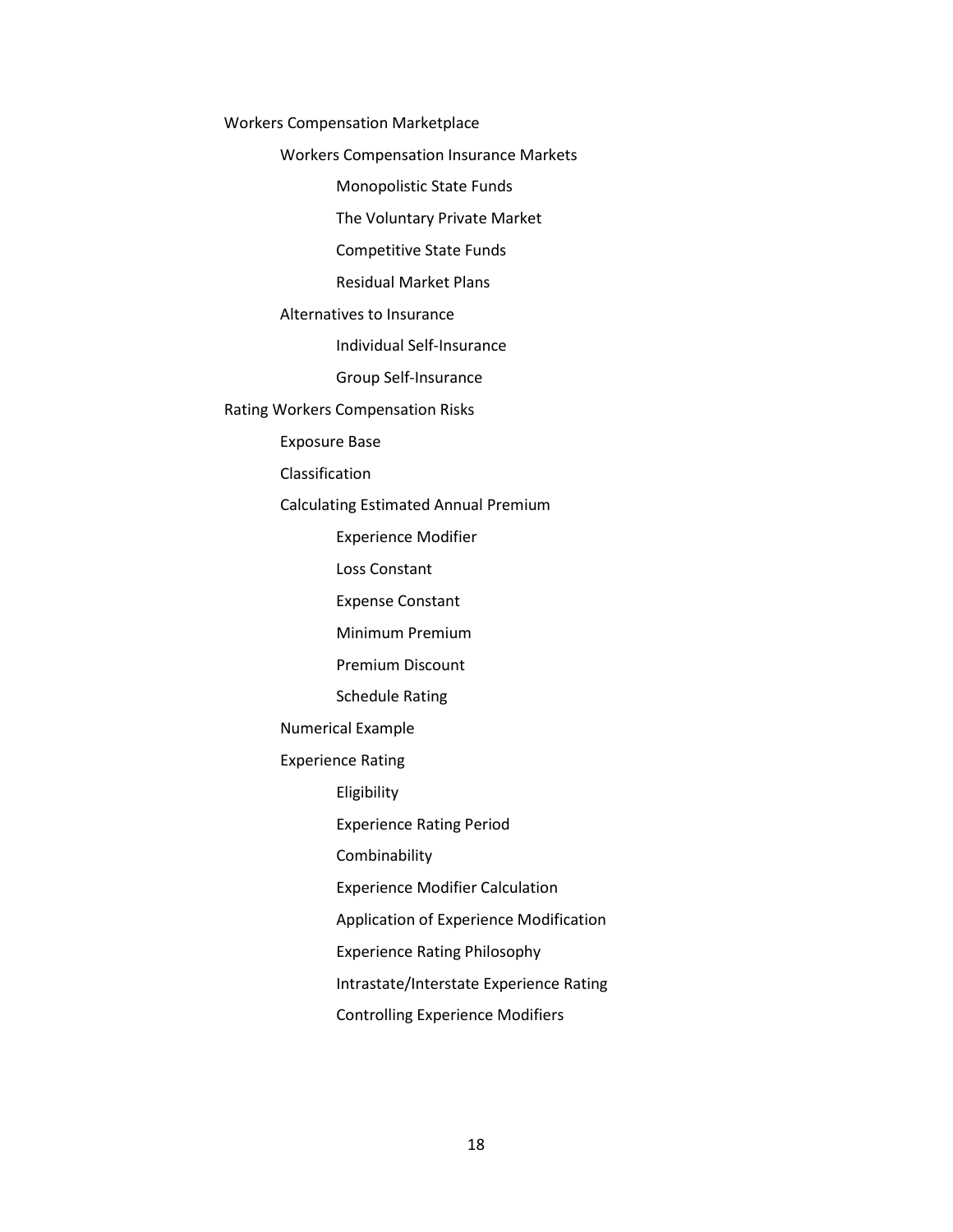- Workers Compensation Marketplace
  - Workers Compensation Insurance Markets
    - Monopolistic State Funds
    - The Voluntary Private Market
    - Competitive State Funds
    - Residual Market Plans
  - Alternatives to Insurance
    - Individual Self-Insurance
    - Group Self-Insurance
- Rating Workers Compensation Risks
  - Exposure Base
  - Classification
  - Calculating Estimated Annual Premium
    - Experience Modifier
    - Loss Constant
    - Expense Constant
    - Minimum Premium
    - Premium Discount
    - Schedule Rating
  - Numerical Example
  - Experience Rating
    - Eligibility
    - Experience Rating Period
    - Combinability
    - Experience Modifier Calculation
    - Application of Experience Modification
    - Experience Rating Philosophy
    - Intrastate/Interstate Experience Rating
    - Controlling Experience Modifiers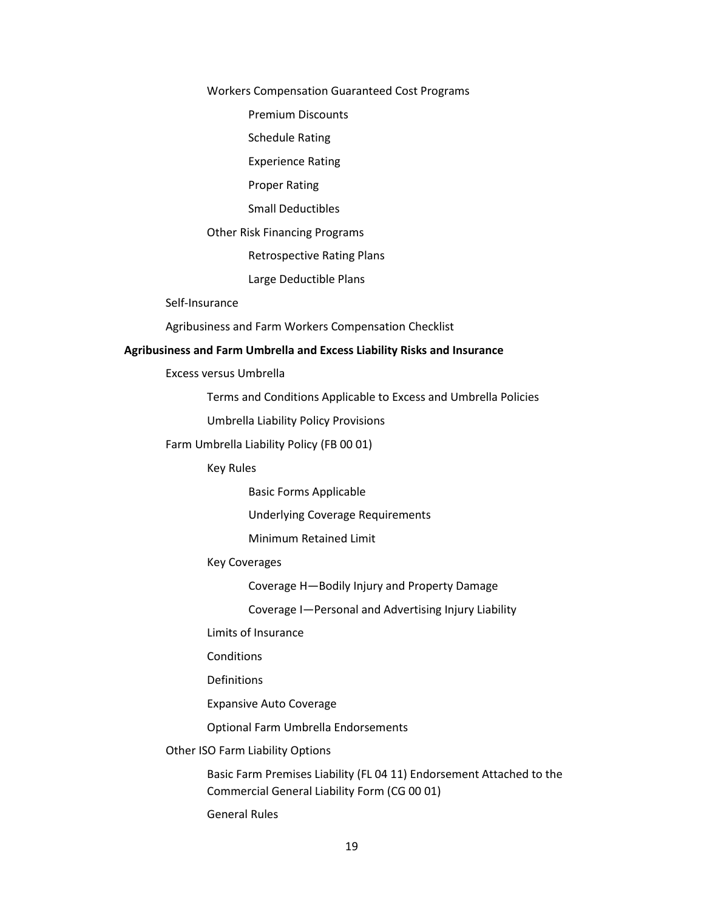Workers Compensation Guaranteed Cost Programs

Premium Discounts

Schedule Rating

Experience Rating

Proper Rating

Small Deductibles

Other Risk Financing Programs

Retrospective Rating Plans

Large Deductible Plans

Self-Insurance

Agribusiness and Farm Workers Compensation Checklist

**Agribusiness and Farm Umbrella and Excess Liability Risks and Insurance**

Excess versus Umbrella

Terms and Conditions Applicable to Excess and Umbrella Policies

Umbrella Liability Policy Provisions

Farm Umbrella Liability Policy (FB 00 01)

Key Rules

Basic Forms Applicable

Underlying Coverage Requirements

Minimum Retained Limit

Key Coverages

Coverage H—Bodily Injury and Property Damage

Coverage I—Personal and Advertising Injury Liability

Limits of Insurance

Conditions

Definitions

Expansive Auto Coverage

Optional Farm Umbrella Endorsements

Other ISO Farm Liability Options

Basic Farm Premises Liability (FL 04 11) Endorsement Attached to the Commercial General Liability Form (CG 00 01)

General Rules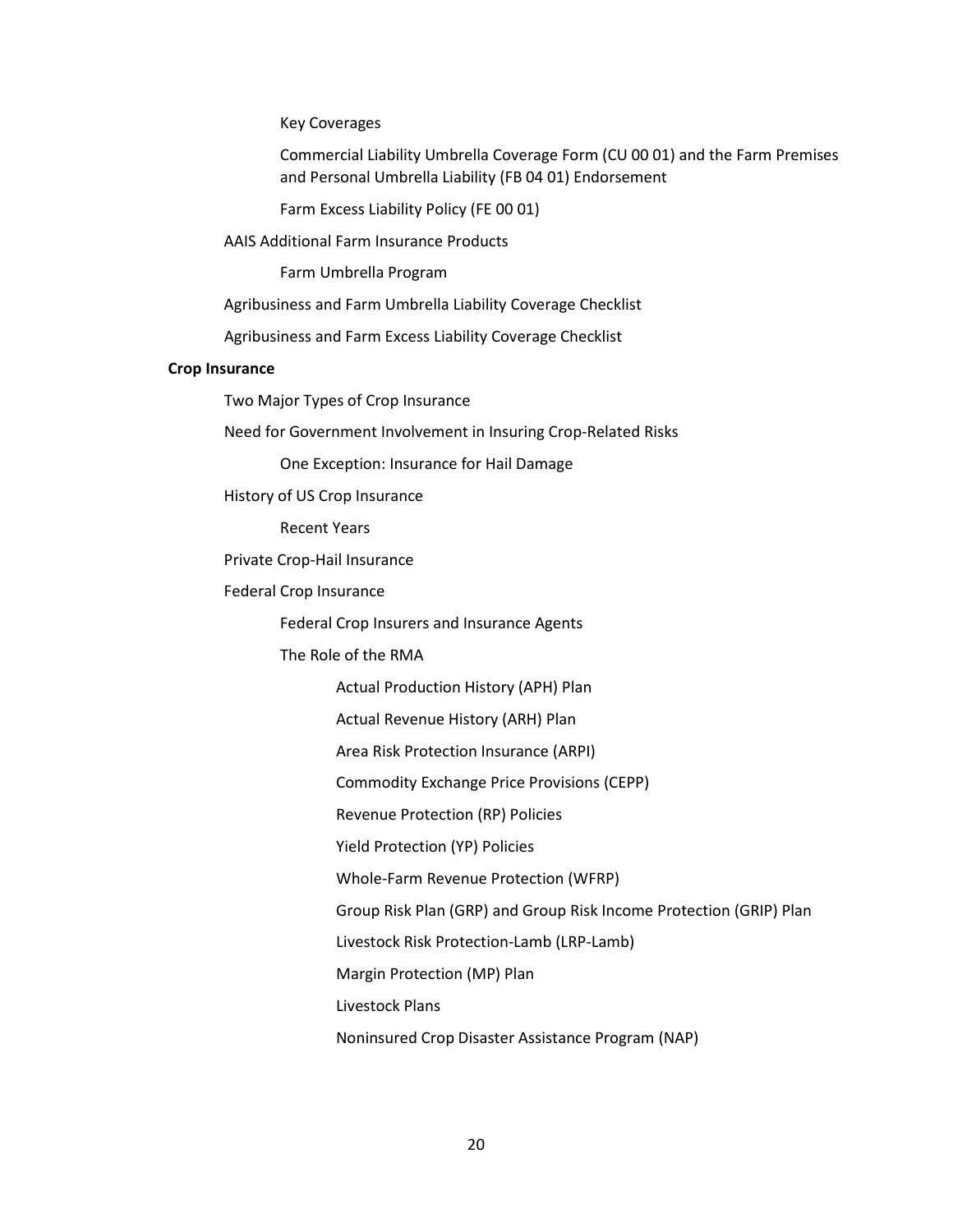- Key Coverages
- Commercial Liability Umbrella Coverage Form (CU 00 01) and the Farm Premises and Personal Umbrella Liability (FB 04 01) Endorsement
- Farm Excess Liability Policy (FE 00 01)

AAIS Additional Farm Insurance Products

- Farm Umbrella Program

Agribusiness and Farm Umbrella Liability Coverage Checklist

Agribusiness and Farm Excess Liability Coverage Checklist

**Crop Insurance**

- Two Major Types of Crop Insurance
- Need for Government Involvement in Insuring Crop-Related Risks
  - One Exception: Insurance for Hail Damage
- History of US Crop Insurance
  - Recent Years
- Private Crop-Hail Insurance
- Federal Crop Insurance
  - Federal Crop Insurers and Insurance Agents
  - The Role of the RMA
    - Actual Production History (APH) Plan
    - Actual Revenue History (ARH) Plan
    - Area Risk Protection Insurance (ARPI)
    - Commodity Exchange Price Provisions (CEPP)
    - Revenue Protection (RP) Policies
    - Yield Protection (YP) Policies
    - Whole-Farm Revenue Protection (WFRP)
    - Group Risk Plan (GRP) and Group Risk Income Protection (GRIP) Plan
    - Livestock Risk Protection-Lamb (LRP-Lamb)
    - Margin Protection (MP) Plan
    - Livestock Plans
    - Noninsured Crop Disaster Assistance Program (NAP)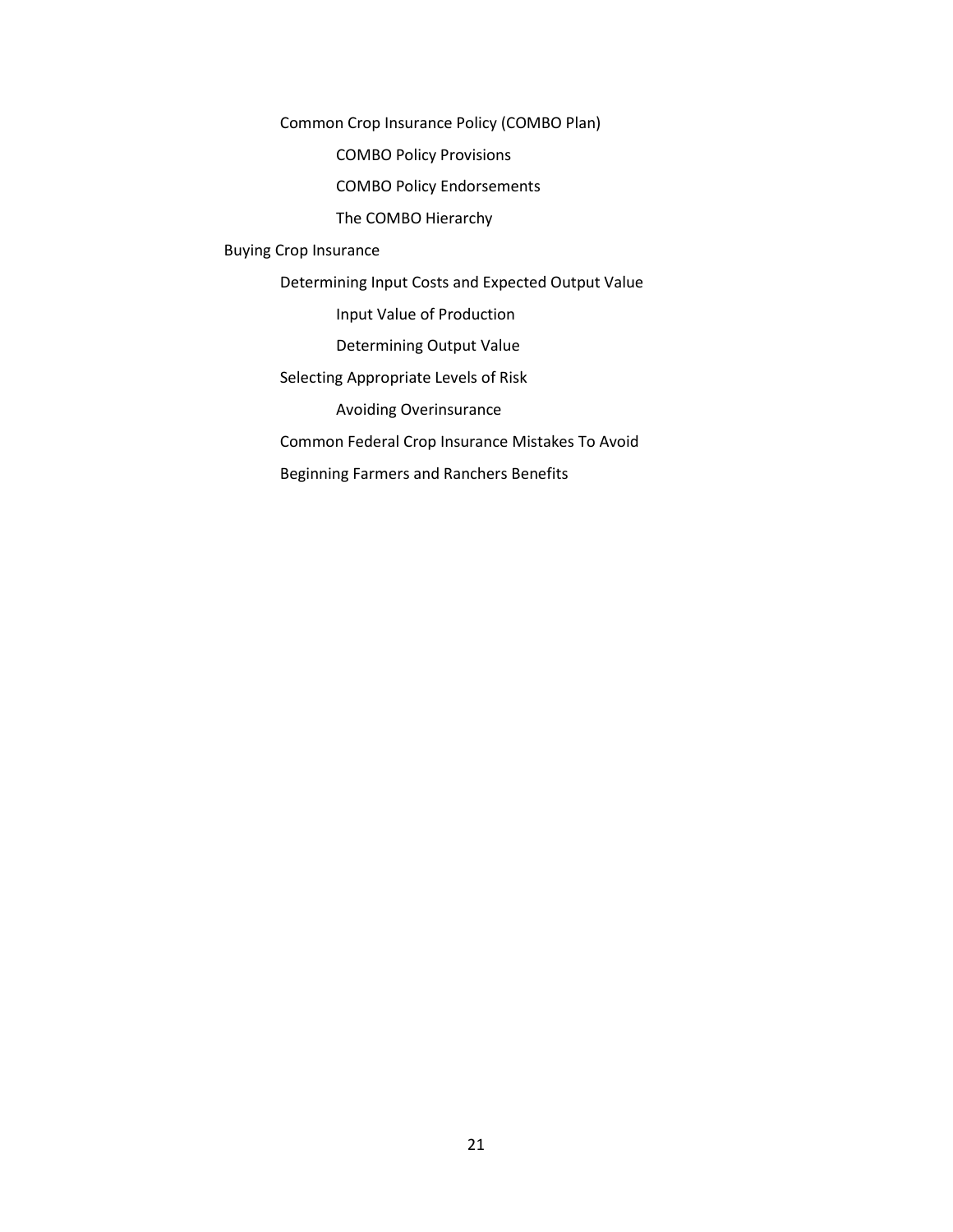- Common Crop Insurance Policy (COMBO Plan)
    - COMBO Policy Provisions
    - COMBO Policy Endorsements
    - The COMBO Hierarchy
- Buying Crop Insurance
    - Determining Input Costs and Expected Output Value
        - Input Value of Production
        - Determining Output Value
    - Selecting Appropriate Levels of Risk
        - Avoiding Overinsurance
    - Common Federal Crop Insurance Mistakes To Avoid
    - Beginning Farmers and Ranchers Benefits